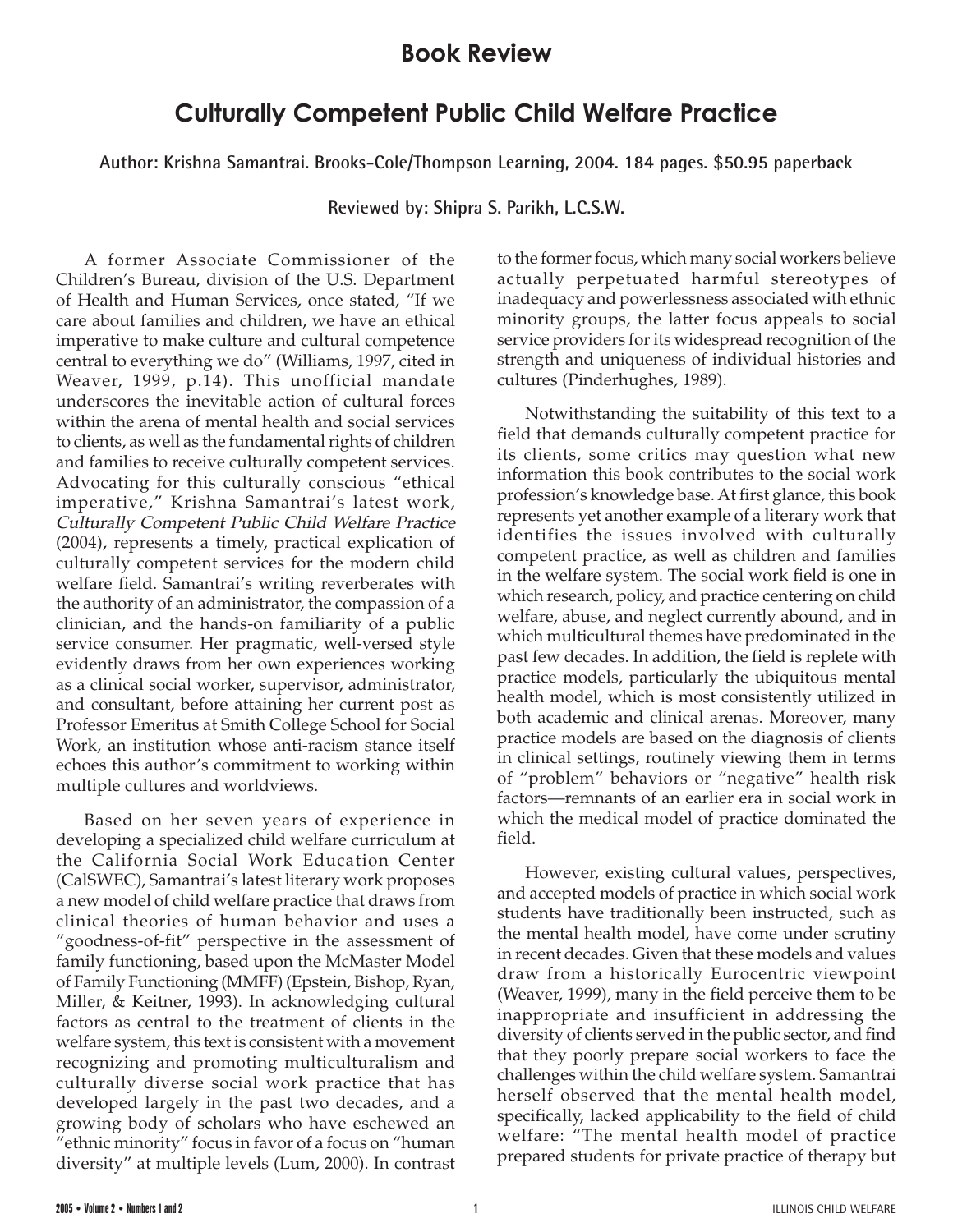# Book Review

## Culturally Competent Public Child Welfare Practice

**Author: Krishna Samantrai. Brooks-Cole/Thompson Learning, 2004. 184 pages. $50.95 paperback**

**Reviewed by: Shipra S. Parikh, L.C.S.W.**

A former Associate Commissioner of the Children's Bureau, division of the U.S. Department of Health and Human Services, once stated, "If we care about families and children, we have an ethical imperative to make culture and cultural competence central to everything we do" (Williams, 1997, cited in Weaver, 1999, p.14). This unofficial mandate underscores the inevitable action of cultural forces within the arena of mental health and social services to clients, as well as the fundamental rights of children and families to receive culturally competent services. Advocating for this culturally conscious "ethical imperative," Krishna Samantrai's latest work, *Culturally Competent Public Child Welfare Practice* (2004), represents a timely, practical explication of culturally competent services for the modern child welfare field. Samantrai's writing reverberates with the authority of an administrator, the compassion of a clinician, and the hands-on familiarity of a public service consumer. Her pragmatic, well-versed style evidently draws from her own experiences working as a clinical social worker, supervisor, administrator, and consultant, before attaining her current post as Professor Emeritus at Smith College School for Social Work, an institution whose anti-racism stance itself echoes this author's commitment to working within multiple cultures and worldviews.

Based on her seven years of experience in developing a specialized child welfare curriculum at the California Social Work Education Center (CalSWEC), Samantrai's latest literary work proposes a new model of child welfare practice that draws from clinical theories of human behavior and uses a "goodness-of-fit" perspective in the assessment of family functioning, based upon the McMaster Model of Family Functioning (MMFF) (Epstein, Bishop, Ryan, Miller, & Keitner, 1993). In acknowledging cultural factors as central to the treatment of clients in the welfare system, this text is consistent with a movement recognizing and promoting multiculturalism and culturally diverse social work practice that has developed largely in the past two decades, and a growing body of scholars who have eschewed an "ethnic minority" focus in favor of a focus on "human diversity" at multiple levels (Lum, 2000). In contrast to the former focus, which many social workers believe actually perpetuated harmful stereotypes of inadequacy and powerlessness associated with ethnic minority groups, the latter focus appeals to social service providers for its widespread recognition of the strength and uniqueness of individual histories and cultures (Pinderhughes, 1989).

Notwithstanding the suitability of this text to a field that demands culturally competent practice for its clients, some critics may question what new information this book contributes to the social work profession's knowledge base. At first glance, this book represents yet another example of a literary work that identifies the issues involved with culturally competent practice, as well as children and families in the welfare system. The social work field is one in which research, policy, and practice centering on child welfare, abuse, and neglect currently abound, and in which multicultural themes have predominated in the past few decades. In addition, the field is replete with practice models, particularly the ubiquitous mental health model, which is most consistently utilized in both academic and clinical arenas. Moreover, many practice models are based on the diagnosis of clients in clinical settings, routinely viewing them in terms of "problem" behaviors or "negative" health risk factors—remnants of an earlier era in social work in which the medical model of practice dominated the field.

However, existing cultural values, perspectives, and accepted models of practice in which social work students have traditionally been instructed, such as the mental health model, have come under scrutiny in recent decades. Given that these models and values draw from a historically Eurocentric viewpoint (Weaver, 1999), many in the field perceive them to be inappropriate and insufficient in addressing the diversity of clients served in the public sector, and find that they poorly prepare social workers to face the challenges within the child welfare system. Samantrai herself observed that the mental health model, specifically, lacked applicability to the field of child welfare: "The mental health model of practice prepared students for private practice of therapy but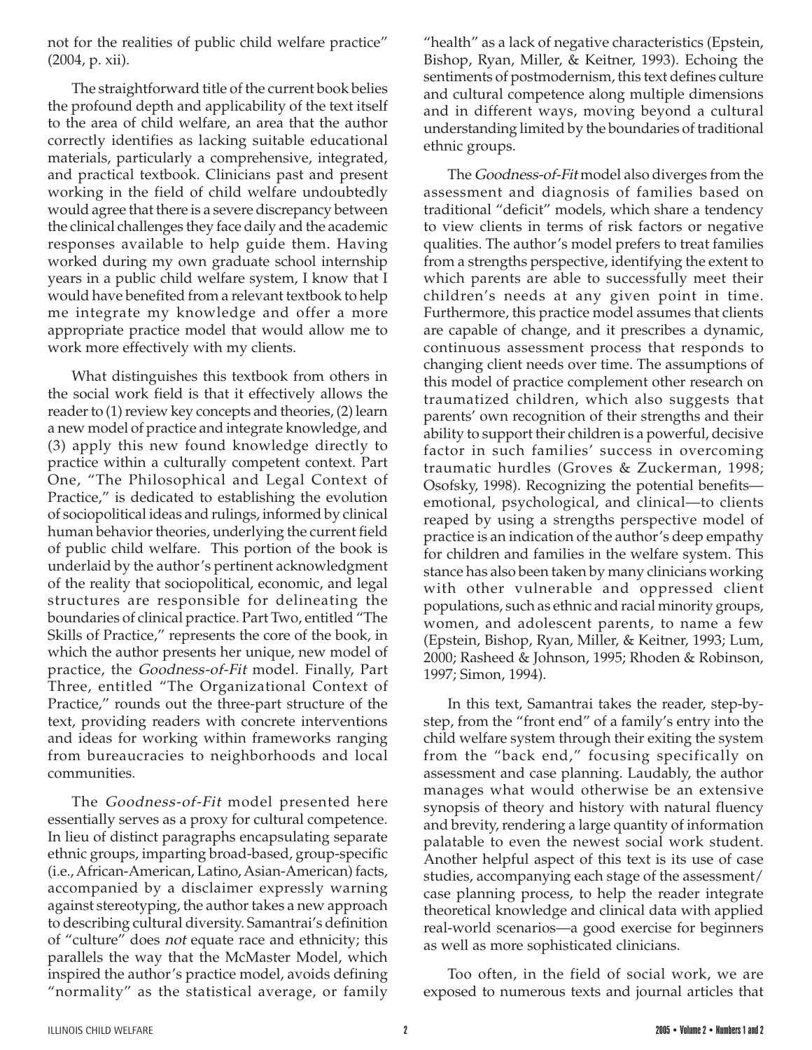not for the realities of public child welfare practice" (2004, p. xii).

The straightforward title of the current book belies the profound depth and applicability of the text itself to the area of child welfare, an area that the author correctly identifies as lacking suitable educational materials, particularly a comprehensive, integrated, and practical textbook. Clinicians past and present working in the field of child welfare undoubtedly would agree that there is a severe discrepancy between the clinical challenges they face daily and the academic responses available to help guide them. Having worked during my own graduate school internship years in a public child welfare system, I know that I would have benefited from a relevant textbook to help me integrate my knowledge and offer a more appropriate practice model that would allow me to work more effectively with my clients.

What distinguishes this textbook from others in the social work field is that it effectively allows the reader to (1) review key concepts and theories, (2) learn a new model of practice and integrate knowledge, and (3) apply this new found knowledge directly to practice within a culturally competent context. Part One, "The Philosophical and Legal Context of Practice," is dedicated to establishing the evolution of sociopolitical ideas and rulings, informed by clinical human behavior theories, underlying the current field of public child welfare. This portion of the book is underlaid by the author's pertinent acknowledgment of the reality that sociopolitical, economic, and legal structures are responsible for delineating the boundaries of clinical practice. Part Two, entitled "The Skills of Practice," represents the core of the book, in which the author presents her unique, new model of practice, the *Goodness-of-Fit* model. Finally, Part Three, entitled "The Organizational Context of Practice," rounds out the three-part structure of the text, providing readers with concrete interventions and ideas for working within frameworks ranging from bureaucracies to neighborhoods and local communities.

The *Goodness-of-Fit* model presented here essentially serves as a proxy for cultural competence. In lieu of distinct paragraphs encapsulating separate ethnic groups, imparting broad-based, group-specific (i.e., African-American, Latino, Asian-American) facts, accompanied by a disclaimer expressly warning against stereotyping, the author takes a new approach to describing cultural diversity. Samantrai's definition of "culture" does *not* equate race and ethnicity; this parallels the way that the McMaster Model, which inspired the author's practice model, avoids defining "normality" as the statistical average, or family "health" as a lack of negative characteristics (Epstein, Bishop, Ryan, Miller, & Keitner, 1993). Echoing the sentiments of postmodernism, this text defines culture and cultural competence along multiple dimensions and in different ways, moving beyond a cultural understanding limited by the boundaries of traditional ethnic groups.

The *Goodness-of-Fit* model also diverges from the assessment and diagnosis of families based on traditional "deficit" models, which share a tendency to view clients in terms of risk factors or negative qualities. The author's model prefers to treat families from a strengths perspective, identifying the extent to which parents are able to successfully meet their children's needs at any given point in time. Furthermore, this practice model assumes that clients are capable of change, and it prescribes a dynamic, continuous assessment process that responds to changing client needs over time. The assumptions of this model of practice complement other research on traumatized children, which also suggests that parents' own recognition of their strengths and their ability to support their children is a powerful, decisive factor in such families' success in overcoming traumatic hurdles (Groves & Zuckerman, 1998; Osofsky, 1998). Recognizing the potential benefits—emotional, psychological, and clinical—to clients reaped by using a strengths perspective model of practice is an indication of the author's deep empathy for children and families in the welfare system. This stance has also been taken by many clinicians working with other vulnerable and oppressed client populations, such as ethnic and racial minority groups, women, and adolescent parents, to name a few (Epstein, Bishop, Ryan, Miller, & Keitner, 1993; Lum, 2000; Rasheed & Johnson, 1995; Rhoden & Robinson, 1997; Simon, 1994).

In this text, Samantrai takes the reader, step-by-step, from the "front end" of a family's entry into the child welfare system through their exiting the system from the "back end," focusing specifically on assessment and case planning. Laudably, the author manages what would otherwise be an extensive synopsis of theory and history with natural fluency and brevity, rendering a large quantity of information palatable to even the newest social work student. Another helpful aspect of this text is its use of case studies, accompanying each stage of the assessment/case planning process, to help the reader integrate theoretical knowledge and clinical data with applied real-world scenarios—a good exercise for beginners as well as more sophisticated clinicians.

Too often, in the field of social work, we are exposed to numerous texts and journal articles that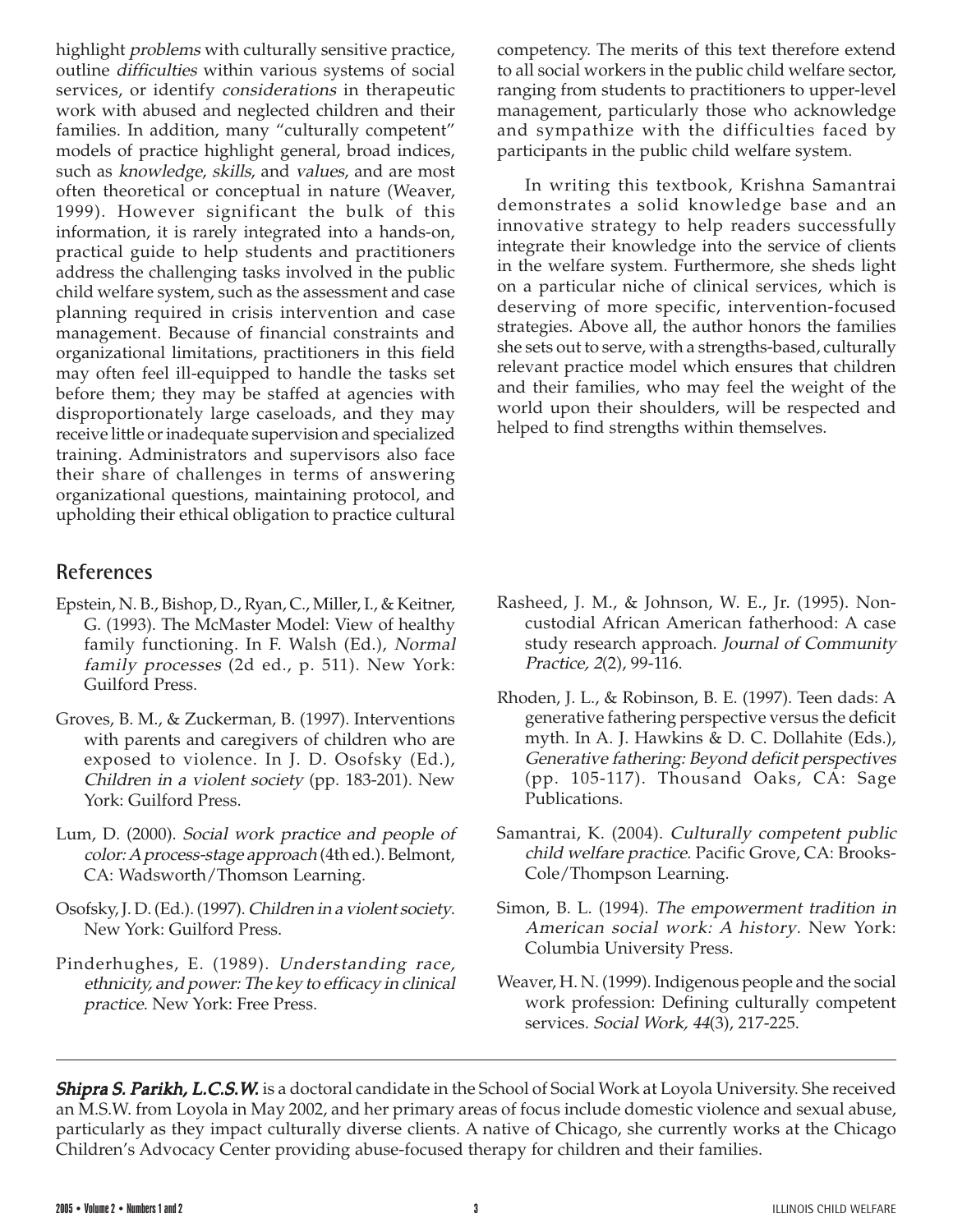highlight *problems* with culturally sensitive practice, outline *difficulties* within various systems of social services, or identify *considerations* in therapeutic work with abused and neglected children and their families. In addition, many "culturally competent" models of practice highlight general, broad indices, such as *knowledge*, *skills*, and *values*, and are most often theoretical or conceptual in nature (Weaver, 1999). However significant the bulk of this information, it is rarely integrated into a hands-on, practical guide to help students and practitioners address the challenging tasks involved in the public child welfare system, such as the assessment and case planning required in crisis intervention and case management. Because of financial constraints and organizational limitations, practitioners in this field may often feel ill-equipped to handle the tasks set before them; they may be staffed at agencies with disproportionately large caseloads, and they may receive little or inadequate supervision and specialized training. Administrators and supervisors also face their share of challenges in terms of answering organizational questions, maintaining protocol, and upholding their ethical obligation to practice cultural competency. The merits of this text therefore extend to all social workers in the public child welfare sector, ranging from students to practitioners to upper-level management, particularly those who acknowledge and sympathize with the difficulties faced by participants in the public child welfare system.

In writing this textbook, Krishna Samantrai demonstrates a solid knowledge base and an innovative strategy to help readers successfully integrate their knowledge into the service of clients in the welfare system. Furthermore, she sheds light on a particular niche of clinical services, which is deserving of more specific, intervention-focused strategies. Above all, the author honors the families she sets out to serve, with a strengths-based, culturally relevant practice model which ensures that children and their families, who may feel the weight of the world upon their shoulders, will be respected and helped to find strengths within themselves.

## References

Epstein, N. B., Bishop, D., Ryan, C., Miller, I., & Keitner, G. (1993). The McMaster Model: View of healthy family functioning. In F. Walsh (Ed.), *Normal family processes* (2d ed., p. 511). New York: Guilford Press.

Groves, B. M., & Zuckerman, B. (1997). Interventions with parents and caregivers of children who are exposed to violence. In J. D. Osofsky (Ed.), *Children in a violent society* (pp. 183-201). New York: Guilford Press.

Lum, D. (2000). *Social work practice and people of color: A process-stage approach* (4th ed.). Belmont, CA: Wadsworth/Thomson Learning.

Osofsky, J. D. (Ed.). (1997). *Children in a violent society*. New York: Guilford Press.

Pinderhughes, E. (1989). *Understanding race, ethnicity, and power: The key to efficacy in clinical practice*. New York: Free Press.

Rasheed, J. M., & Johnson, W. E., Jr. (1995). Non-custodial African American fatherhood: A case study research approach. *Journal of Community Practice, 2*(2), 99-116.

Rhoden, J. L., & Robinson, B. E. (1997). Teen dads: A generative fathering perspective versus the deficit myth. In A. J. Hawkins & D. C. Dollahite (Eds.), *Generative fathering: Beyond deficit perspectives* (pp. 105-117). Thousand Oaks, CA: Sage Publications.

Samantrai, K. (2004). *Culturally competent public child welfare practice*. Pacific Grove, CA: Brooks-Cole/Thompson Learning.

Simon, B. L. (1994). *The empowerment tradition in American social work: A history*. New York: Columbia University Press.

Weaver, H. N. (1999). Indigenous people and the social work profession: Defining culturally competent services. *Social Work, 44*(3), 217-225.

***Shipra S. Parikh, L.C.S.W.*** is a doctoral candidate in the School of Social Work at Loyola University. She received an M.S.W. from Loyola in May 2002, and her primary areas of focus include domestic violence and sexual abuse, particularly as they impact culturally diverse clients. A native of Chicago, she currently works at the Chicago Children's Advocacy Center providing abuse-focused therapy for children and their families.